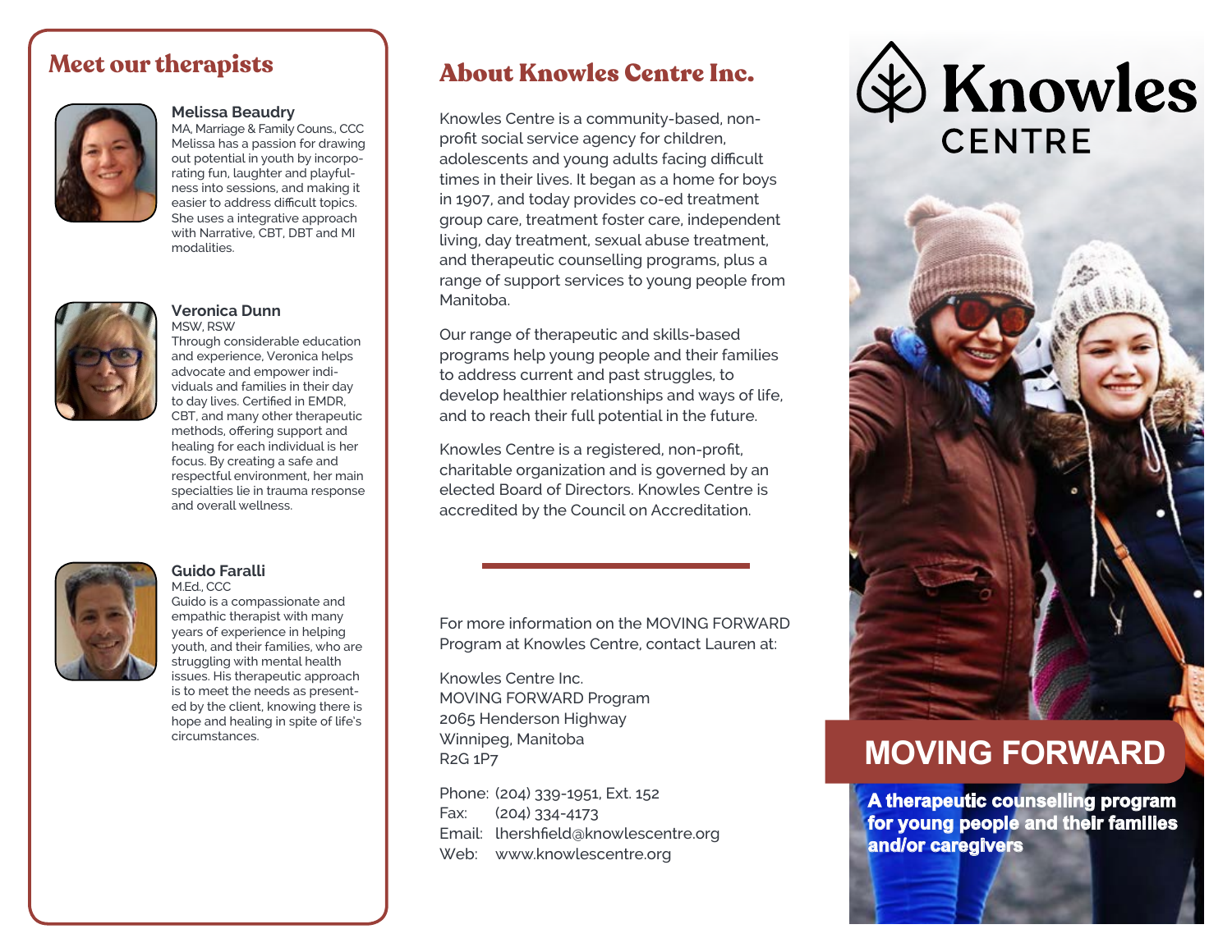## Meet our therapists

**Melissa Beaudry**
MA, Marriage & Family Couns., CCC
Melissa has a passion for drawing out potential in youth by incorporating fun, laughter and playfulness into sessions, and making it easier to address difficult topics. She uses a integrative approach with Narrative, CBT, DBT and MI modalities.

**Veronica Dunn**
MSW, RSW
Through considerable education and experience, Veronica helps advocate and empower individuals and families in their day to day lives. Certified in EMDR, CBT, and many other therapeutic methods, offering support and healing for each individual is her focus. By creating a safe and respectful environment, her main specialties lie in trauma response and overall wellness.

**Guido Faralli**
M.Ed., CCC
Guido is a compassionate and empathic therapist with many years of experience in helping youth, and their families, who are struggling with mental health issues. His therapeutic approach is to meet the needs as presented by the client, knowing there is hope and healing in spite of life's circumstances.

## About Knowles Centre Inc.

Knowles Centre is a community-based, non-profit social service agency for children, adolescents and young adults facing difficult times in their lives. It began as a home for boys in 1907, and today provides co-ed treatment group care, treatment foster care, independent living, day treatment, sexual abuse treatment, and therapeutic counselling programs, plus a range of support services to young people from Manitoba.

Our range of therapeutic and skills-based programs help young people and their families to address current and past struggles, to develop healthier relationships and ways of life, and to reach their full potential in the future.

Knowles Centre is a registered, non-profit, charitable organization and is governed by an elected Board of Directors. Knowles Centre is accredited by the Council on Accreditation.

---

For more information on the MOVING FORWARD Program at Knowles Centre, contact Lauren at:

Knowles Centre Inc.
MOVING FORWARD Program
2065 Henderson Highway
Winnipeg, Manitoba
R2G 1P7

Phone: (204) 339-1951, Ext. 152
Fax: (204) 334-4173
Email: lhershfield@knowlescentre.org
Web: www.knowlescentre.org

# Knowles CENTRE

## MOVING FORWARD

**A therapeutic counselling program for young people and their families and/or caregivers**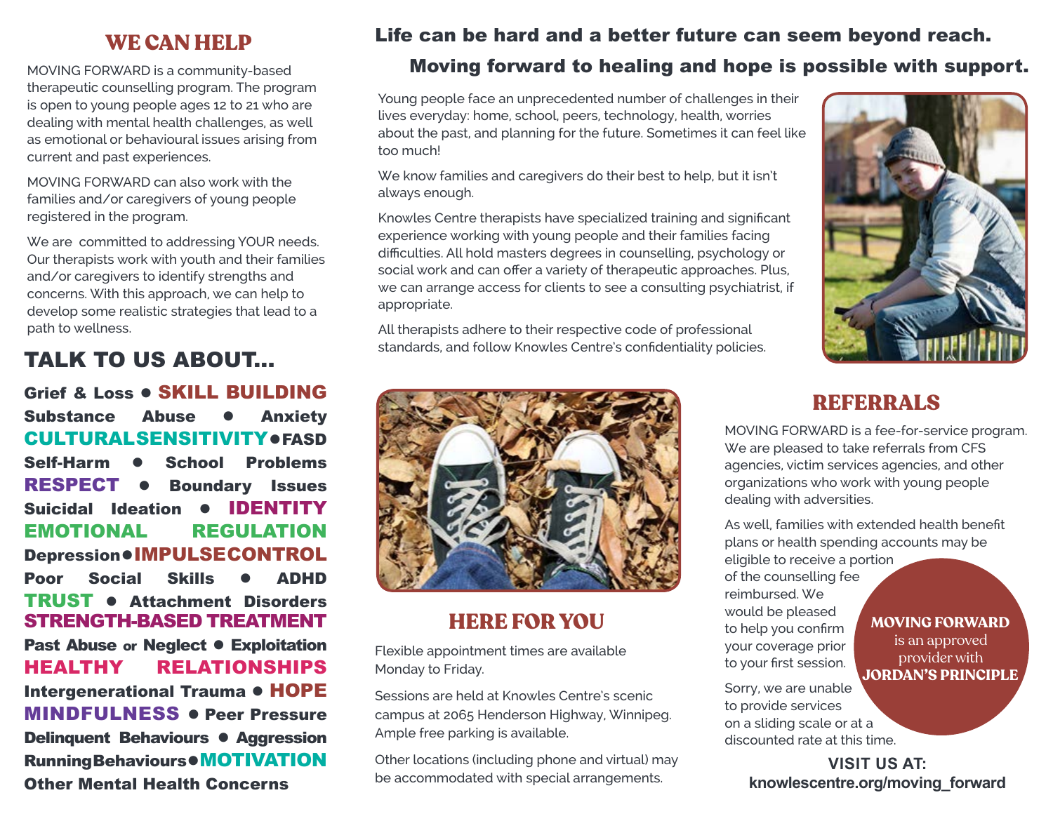## WE CAN HELP

MOVING FORWARD is a community-based therapeutic counselling program. The program is open to young people ages 12 to 21 who are dealing with mental health challenges, as well as emotional or behavioural issues arising from current and past experiences.

MOVING FORWARD can also work with the families and/or caregivers of young people registered in the program.

We are committed to addressing YOUR needs. Our therapists work with youth and their families and/or caregivers to identify strengths and concerns. With this approach, we can help to develop some realistic strategies that lead to a path to wellness.

## TALK TO US ABOUT...

Grief & Loss • SKILL BUILDING
Substance Abuse • Anxiety
CULTURAL SENSITIVITY • FASD
Self-Harm • School Problems
RESPECT • Boundary Issues
Suicidal Ideation • IDENTITY
EMOTIONAL REGULATION
Depression • IMPULSE CONTROL
Poor Social Skills • ADHD
TRUST • Attachment Disorders
STRENGTH-BASED TREATMENT
Past Abuse or Neglect • Exploitation
HEALTHY RELATIONSHIPS
Intergenerational Trauma • HOPE
MINDFULNESS • Peer Pressure
Delinquent Behaviours • Aggression
Running Behaviours • MOTIVATION
Other Mental Health Concerns

## Life can be hard and a better future can seem beyond reach.

## Moving forward to healing and hope is possible with support.

Young people face an unprecedented number of challenges in their lives everyday: home, school, peers, technology, health, worries about the past, and planning for the future. Sometimes it can feel like too much!

We know families and caregivers do their best to help, but it isn't always enough.

Knowles Centre therapists have specialized training and significant experience working with young people and their families facing difficulties. All hold masters degrees in counselling, psychology or social work and can offer a variety of therapeutic approaches. Plus, we can arrange access for clients to see a consulting psychiatrist, if appropriate.

All therapists adhere to their respective code of professional standards, and follow Knowles Centre's confidentiality policies.

## HERE FOR YOU

Flexible appointment times are available Monday to Friday.

Sessions are held at Knowles Centre's scenic campus at 2065 Henderson Highway, Winnipeg. Ample free parking is available.

Other locations (including phone and virtual) may be accommodated with special arrangements.

## REFERRALS

MOVING FORWARD is a fee-for-service program. We are pleased to take referrals from CFS agencies, victim services agencies, and other organizations who work with young people dealing with adversities.

As well, families with extended health benefit plans or health spending accounts may be eligible to receive a portion of the counselling fee reimbursed. We would be pleased to help you confirm your coverage prior to your first session.

Sorry, we are unable to provide services on a sliding scale or at a discounted rate at this time.

**MOVING FORWARD** is an approved provider with **JORDAN'S PRINCIPLE**

**VISIT US AT:**
**knowlescentre.org/moving_forward**